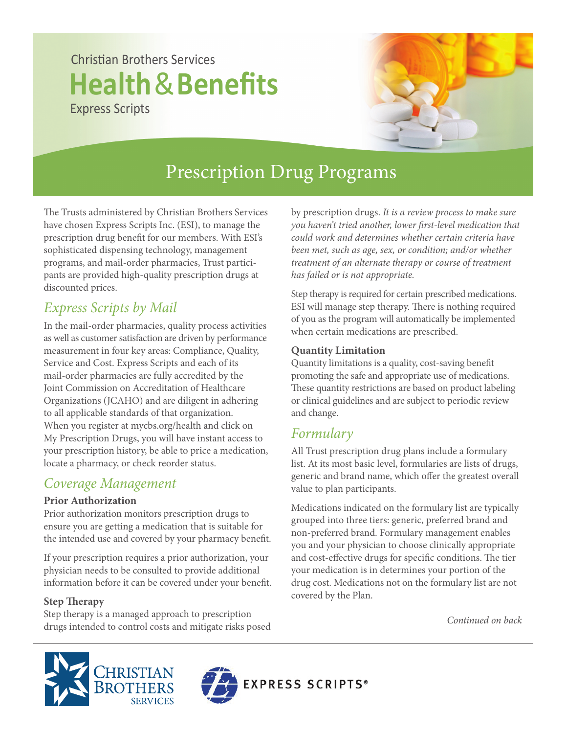Christian Brothers Services

# Health & Benefits

Express Scripts

## Prescription Drug Programs

The Trusts administered by Christian Brothers Services have chosen Express Scripts Inc. (ESI), to manage the prescription drug benefit for our members. With ESI's sophisticated dispensing technology, management programs, and mail-order pharmacies, Trust participants are provided high-quality prescription drugs at discounted prices.

## *Express Scripts by Mail*

In the mail-order pharmacies, quality process activities as well as customer satisfaction are driven by performance measurement in four key areas: Compliance, Quality, Service and Cost. Express Scripts and each of its mail-order pharmacies are fully accredited by the Joint Commission on Accreditation of Healthcare Organizations (JCAHO) and are diligent in adhering to all applicable standards of that organization. When you register at mycbs.org/health and click on My Prescription Drugs, you will have instant access to your prescription history, be able to price a medication, locate a pharmacy, or check reorder status.

## *Coverage Management*

### Prior Authorization

Prior authorization monitors prescription drugs to ensure you are getting a medication that is suitable for the intended use and covered by your pharmacy benefit.

If your prescription requires a prior authorization, your physician needs to be consulted to provide additional information before it can be covered under your benefit.

### Step Therapy

Step therapy is a managed approach to prescription drugs intended to control costs and mitigate risks posed by prescription drugs. *It is a review process to make sure you haven't tried another, lower first-level medication that could work and determines whether certain criteria have been met, such as age, sex, or condition; and/or whether treatment of an alternate therapy or course of treatment has failed or is not appropriate.*

Step therapy is required for certain prescribed medications. ESI will manage step therapy. There is nothing required of you as the program will automatically be implemented when certain medications are prescribed.

### Quantity Limitation

Quantity limitations is a quality, cost-saving benefit promoting the safe and appropriate use of medications. These quantity restrictions are based on product labeling or clinical guidelines and are subject to periodic review and change.

## *Formulary*

All Trust prescription drug plans include a formulary list. At its most basic level, formularies are lists of drugs, generic and brand name, which offer the greatest overall value to plan participants.

Medications indicated on the formulary list are typically grouped into three tiers: generic, preferred brand and non-preferred brand. Formulary management enables you and your physician to choose clinically appropriate and cost-effective drugs for specific conditions. The tier your medication is in determines your portion of the drug cost. Medications not on the formulary list are not covered by the Plan.

*Continued on back*

Christian Brothers Services

Express Scripts®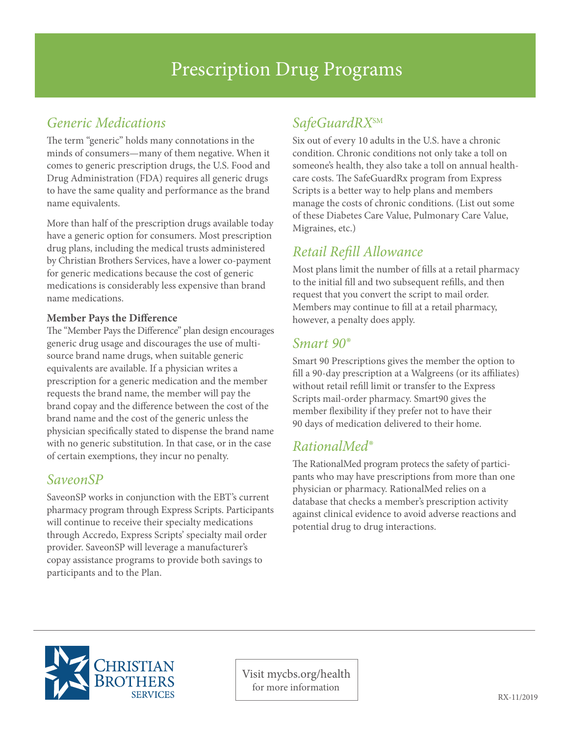# Prescription Drug Programs

## *Generic Medications*

The term "generic" holds many connotations in the minds of consumers—many of them negative. When it comes to generic prescription drugs, the U.S. Food and Drug Administration (FDA) requires all generic drugs to have the same quality and performance as the brand name equivalents.

More than half of the prescription drugs available today have a generic option for consumers. Most prescription drug plans, including the medical trusts administered by Christian Brothers Services, have a lower co-payment for generic medications because the cost of generic medications is considerably less expensive than brand name medications.

**Member Pays the Difference**

The "Member Pays the Difference" plan design encourages generic drug usage and discourages the use of multi-source brand name drugs, when suitable generic equivalents are available. If a physician writes a prescription for a generic medication and the member requests the brand name, the member will pay the brand copay and the difference between the cost of the brand name and the cost of the generic unless the physician specifically stated to dispense the brand name with no generic substitution. In that case, or in the case of certain exemptions, they incur no penalty.

## *SaveonSP*

SaveonSP works in conjunction with the EBT's current pharmacy program through Express Scripts. Participants will continue to receive their specialty medications through Accredo, Express Scripts' specialty mail order provider. SaveonSP will leverage a manufacturer's copay assistance programs to provide both savings to participants and to the Plan.

## *SafeGuardRX℠*

Six out of every 10 adults in the U.S. have a chronic condition. Chronic conditions not only take a toll on someone's health, they also take a toll on annual health-care costs. The SafeGuardRx program from Express Scripts is a better way to help plans and members manage the costs of chronic conditions. (List out some of these Diabetes Care Value, Pulmonary Care Value, Migraines, etc.)

## *Retail Refill Allowance*

Most plans limit the number of fills at a retail pharmacy to the initial fill and two subsequent refills, and then request that you convert the script to mail order. Members may continue to fill at a retail pharmacy, however, a penalty does apply.

## *Smart 90®*

Smart 90 Prescriptions gives the member the option to fill a 90-day prescription at a Walgreens (or its affiliates) without retail refill limit or transfer to the Express Scripts mail-order pharmacy. Smart90 gives the member flexibility if they prefer not to have their 90 days of medication delivered to their home.

## *RationalMed®*

The RationalMed program protects the safety of participants who may have prescriptions from more than one physician or pharmacy. RationalMed relies on a database that checks a member's prescription activity against clinical evidence to avoid adverse reactions and potential drug to drug interactions.

Christian Brothers Services

Visit mycbs.org/health
for more information

RX-11/2019